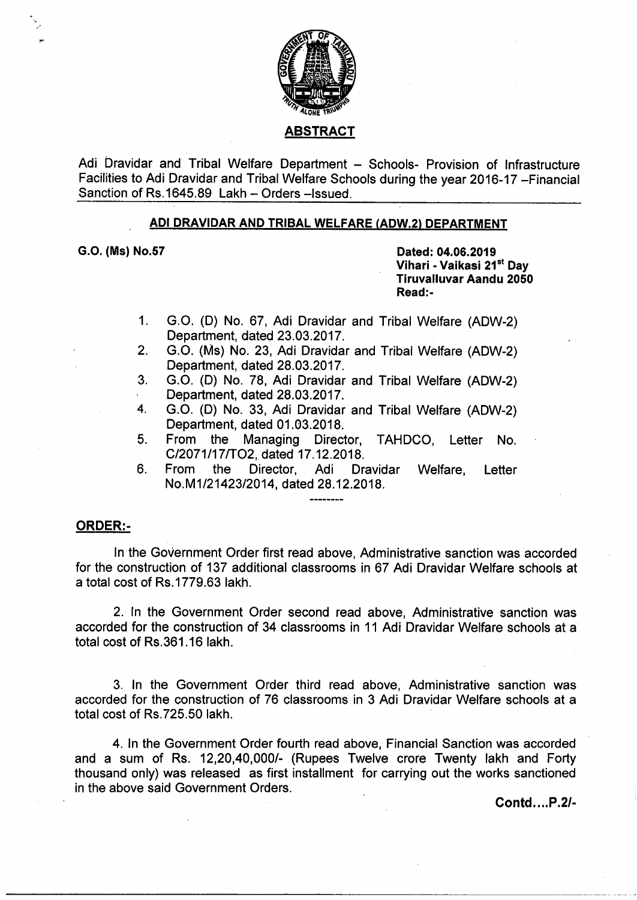## ABSTRACT

Adi Dravidar and Tribal Welfare Department – Schools- Provision of Infrastructure Facilities to Adi Dravidar and Tribal Welfare Schools during the year 2016-17 –Financial Sanction of Rs.1645.89 Lakh – Orders –Issued.

### ADI DRAVIDAR AND TRIBAL WELFARE (ADW.2) DEPARTMENT

**G.O. (Ms) No.57**

**Dated: 04.06.2019**
**Vihari - Vaikasi 21st Day**
**Tiruvalluvar Aandu 2050**
**Read:-**

1. G.O. (D) No. 67, Adi Dravidar and Tribal Welfare (ADW-2) Department, dated 23.03.2017.
2. G.O. (Ms) No. 23, Adi Dravidar and Tribal Welfare (ADW-2) Department, dated 28.03.2017.
3. G.O. (D) No. 78, Adi Dravidar and Tribal Welfare (ADW-2) Department, dated 28.03.2017.
4. G.O. (D) No. 33, Adi Dravidar and Tribal Welfare (ADW-2) Department, dated 01.03.2018.
5. From the Managing Director, TAHDCO, Letter No. C/2071/17/TO2, dated 17.12.2018.
6. From the Director, Adi Dravidar Welfare, Letter No.M1/21423/2014, dated 28.12.2018.

--------

**ORDER:-**

In the Government Order first read above, Administrative sanction was accorded for the construction of 137 additional classrooms in 67 Adi Dravidar Welfare schools at a total cost of Rs.1779.63 lakh.

2. In the Government Order second read above, Administrative sanction was accorded for the construction of 34 classrooms in 11 Adi Dravidar Welfare schools at a total cost of Rs.361.16 lakh.

3. In the Government Order third read above, Administrative sanction was accorded for the construction of 76 classrooms in 3 Adi Dravidar Welfare schools at a total cost of Rs.725.50 lakh.

4. In the Government Order fourth read above, Financial Sanction was accorded and a sum of Rs. 12,20,40,000/- (Rupees Twelve crore Twenty lakh and Forty thousand only) was released as first installment for carrying out the works sanctioned in the above said Government Orders.

**Contd....P.2/-**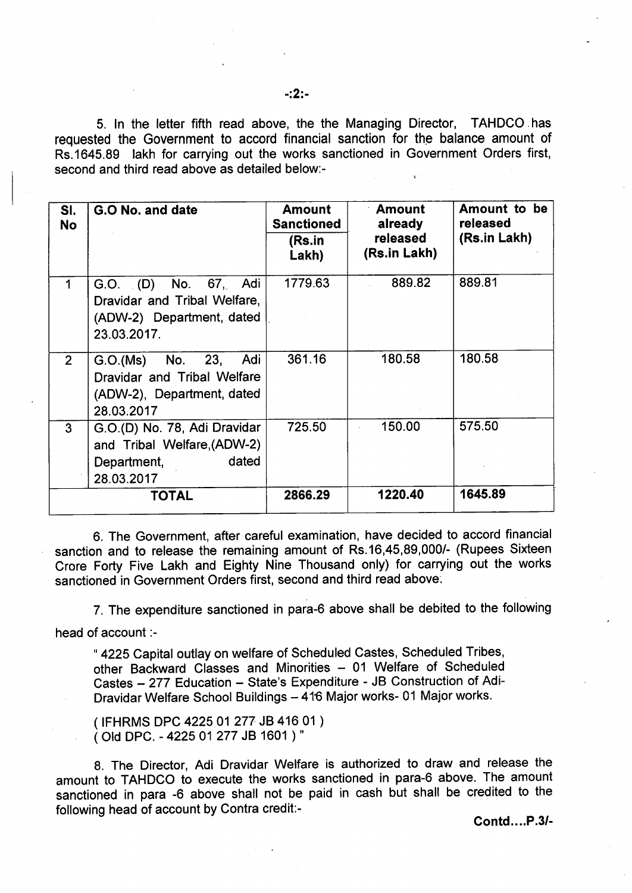5. In the letter fifth read above, the the Managing Director, TAHDCO has requested the Government to accord financial sanction for the balance amount of Rs.1645.89 lakh for carrying out the works sanctioned in Government Orders first, second and third read above as detailed below:-

| Sl. No | G.O No. and date | Amount Sanctioned (Rs.in Lakh) | Amount already released (Rs.in Lakh) | Amount to be released (Rs.in Lakh) |
|---|---|---|---|---|
| 1 | G.O. (D) No. 67, Adi Dravidar and Tribal Welfare, (ADW-2) Department, dated 23.03.2017. | 1779.63 | 889.82 | 889.81 |
| 2 | G.O.(Ms) No. 23, Adi Dravidar and Tribal Welfare (ADW-2), Department, dated 28.03.2017 | 361.16 | 180.58 | 180.58 |
| 3 | G.O.(D) No. 78, Adi Dravidar and Tribal Welfare,(ADW-2) Department, dated 28.03.2017 | 725.50 | 150.00 | 575.50 |
| | **TOTAL** | **2866.29** | **1220.40** | **1645.89** |

6. The Government, after careful examination, have decided to accord financial sanction and to release the remaining amount of Rs.16,45,89,000/- (Rupees Sixteen Crore Forty Five Lakh and Eighty Nine Thousand only) for carrying out the works sanctioned in Government Orders first, second and third read above.

7. The expenditure sanctioned in para-6 above shall be debited to the following head of account :-

> " 4225 Capital outlay on welfare of Scheduled Castes, Scheduled Tribes, other Backward Classes and Minorities – 01 Welfare of Scheduled Castes – 277 Education – State's Expenditure - JB Construction of Adi-Dravidar Welfare School Buildings – 416 Major works- 01 Major works.
>
> ( IFHRMS DPC 4225 01 277 JB 416 01 )
> ( Old DPC. - 4225 01 277 JB 1601 ) "

8. The Director, Adi Dravidar Welfare is authorized to draw and release the amount to TAHDCO to execute the works sanctioned in para-6 above. The amount sanctioned in para -6 above shall not be paid in cash but shall be credited to the following head of account by Contra credit:-

**Contd....P.3/-**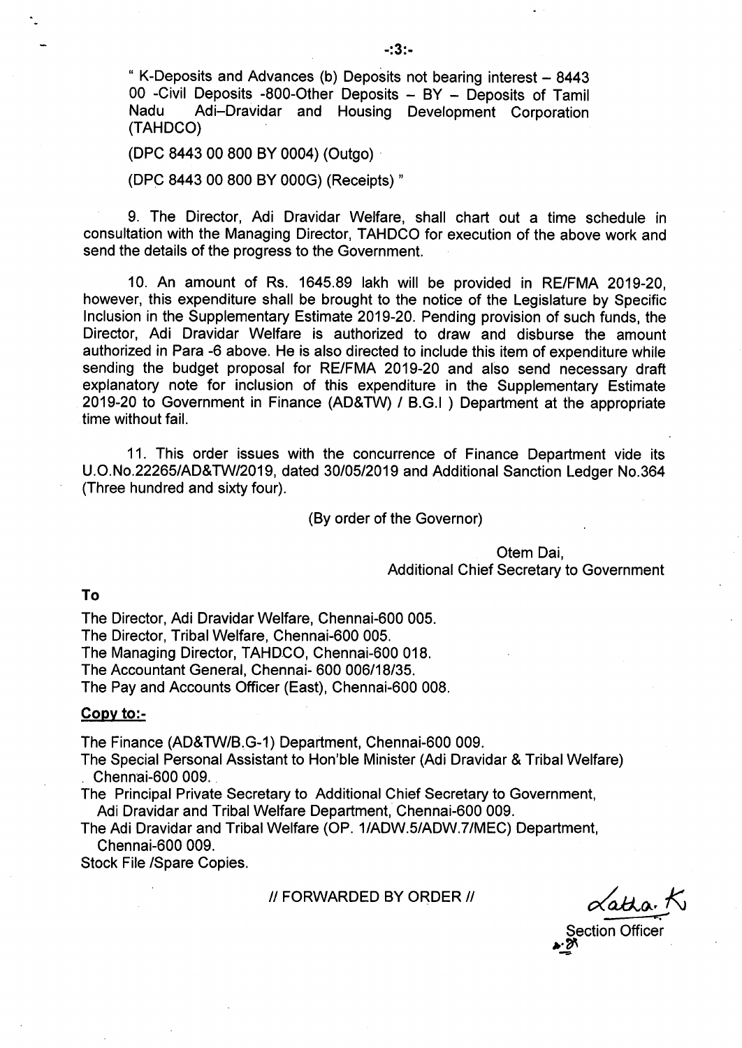" K-Deposits and Advances (b) Deposits not bearing interest – 8443 00 -Civil Deposits -800-Other Deposits – BY – Deposits of Tamil Nadu Adi–Dravidar and Housing Development Corporation (TAHDCO)

(DPC 8443 00 800 BY 0004) (Outgo)

(DPC 8443 00 800 BY 000G) (Receipts) "

9. The Director, Adi Dravidar Welfare, shall chart out a time schedule in consultation with the Managing Director, TAHDCO for execution of the above work and send the details of the progress to the Government.

10. An amount of Rs. 1645.89 lakh will be provided in RE/FMA 2019-20, however, this expenditure shall be brought to the notice of the Legislature by Specific Inclusion in the Supplementary Estimate 2019-20. Pending provision of such funds, the Director, Adi Dravidar Welfare is authorized to draw and disburse the amount authorized in Para -6 above. He is also directed to include this item of expenditure while sending the budget proposal for RE/FMA 2019-20 and also send necessary draft explanatory note for inclusion of this expenditure in the Supplementary Estimate 2019-20 to Government in Finance (AD&TW) / B.G.I ) Department at the appropriate time without fail.

11. This order issues with the concurrence of Finance Department vide its U.O.No.22265/AD&TW/2019, dated 30/05/2019 and Additional Sanction Ledger No.364 (Three hundred and sixty four).

(By order of the Governor)

Otem Dai,
Additional Chief Secretary to Government

**To**

The Director, Adi Dravidar Welfare, Chennai-600 005.
The Director, Tribal Welfare, Chennai-600 005.
The Managing Director, TAHDCO, Chennai-600 018.
The Accountant General, Chennai- 600 006/18/35.
The Pay and Accounts Officer (East), Chennai-600 008.

**Copy to:-**

The Finance (AD&TW/B.G-1) Department, Chennai-600 009.
The Special Personal Assistant to Hon'ble Minister (Adi Dravidar & Tribal Welfare) Chennai-600 009.
The Principal Private Secretary to Additional Chief Secretary to Government, Adi Dravidar and Tribal Welfare Department, Chennai-600 009.
The Adi Dravidar and Tribal Welfare (OP. 1/ADW.5/ADW.7/MEC) Department, Chennai-600 009.
Stock File /Spare Copies.

// FORWARDED BY ORDER //

Latha. K
Section Officer